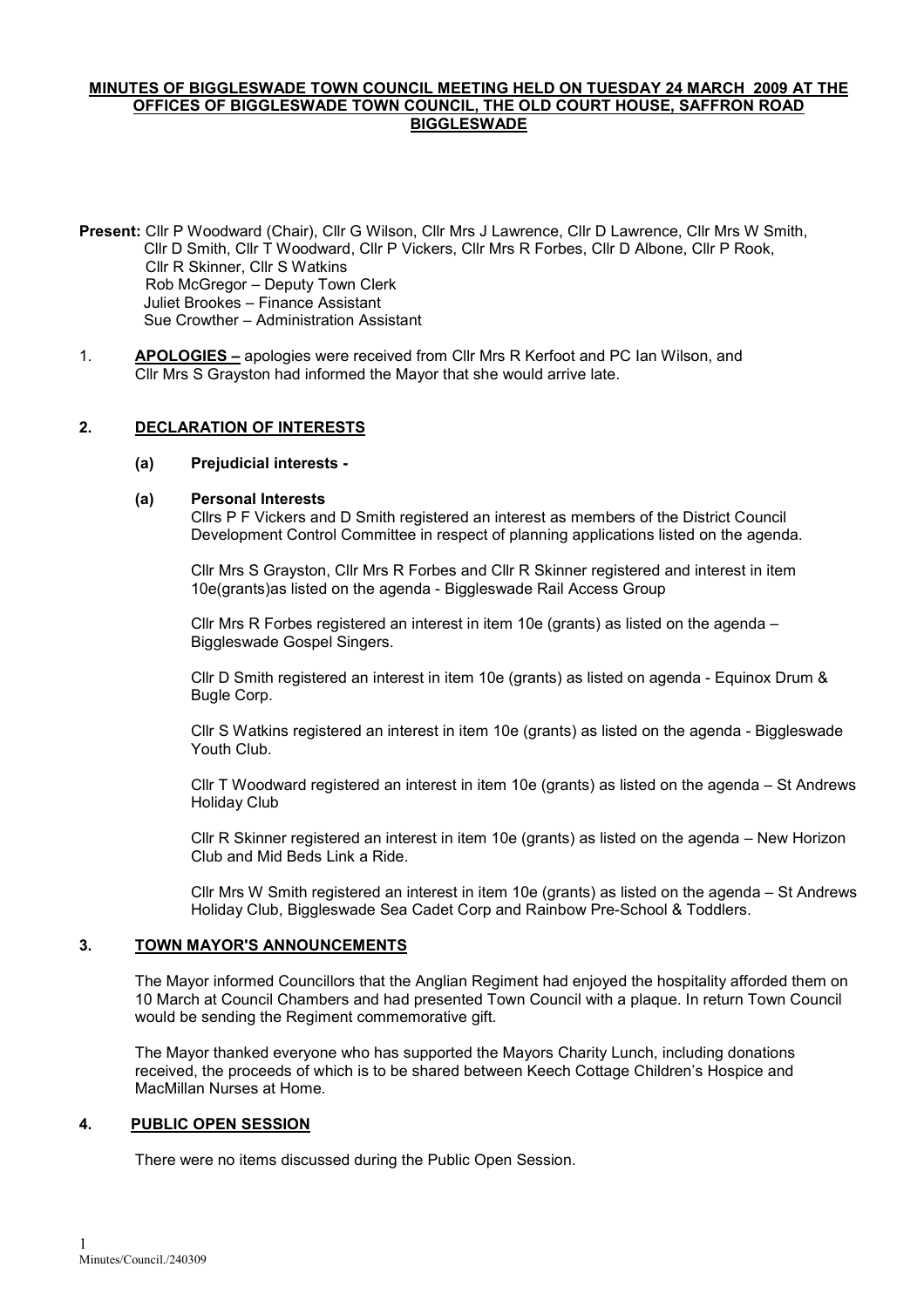# MINUTES OF BIGGLESWADE TOWN COUNCIL MEETING HELD ON TUESDAY 24 MARCH 2009 AT THE OFFICES OF BIGGLESWADE TOWN COUNCIL, THE OLD COURT HOUSE, SAFFRON ROAD BIGGLESWADE

**Present:** Cllr P Woodward (Chair), Cllr G Wilson, Cllr Mrs J Lawrence, Cllr D Lawrence, Cllr Mrs W Smith, Cllr D Smith, Cllr T Woodward, Cllr P Vickers, Cllr Mrs R Forbes, Cllr D Albone, Cllr P Rook, Cllr R Skinner, Cllr S Watkins
Rob McGregor – Deputy Town Clerk
Juliet Brookes – Finance Assistant
Sue Crowther – Administration Assistant

1. **APOLOGIES –** apologies were received from Cllr Mrs R Kerfoot and PC Ian Wilson, and Cllr Mrs S Grayston had informed the Mayor that she would arrive late.

## 2. DECLARATION OF INTERESTS

**(a) Prejudicial interests -**

**(a) Personal Interests**

Cllrs P F Vickers and D Smith registered an interest as members of the District Council Development Control Committee in respect of planning applications listed on the agenda.

Cllr Mrs S Grayston, Cllr Mrs R Forbes and Cllr R Skinner registered and interest in item 10e(grants)as listed on the agenda - Biggleswade Rail Access Group

Cllr Mrs R Forbes registered an interest in item 10e (grants) as listed on the agenda – Biggleswade Gospel Singers.

Cllr D Smith registered an interest in item 10e (grants) as listed on agenda - Equinox Drum & Bugle Corp.

Cllr S Watkins registered an interest in item 10e (grants) as listed on the agenda - Biggleswade Youth Club.

Cllr T Woodward registered an interest in item 10e (grants) as listed on the agenda – St Andrews Holiday Club

Cllr R Skinner registered an interest in item 10e (grants) as listed on the agenda – New Horizon Club and Mid Beds Link a Ride.

Cllr Mrs W Smith registered an interest in item 10e (grants) as listed on the agenda – St Andrews Holiday Club, Biggleswade Sea Cadet Corp and Rainbow Pre-School & Toddlers.

## 3. TOWN MAYOR'S ANNOUNCEMENTS

The Mayor informed Councillors that the Anglian Regiment had enjoyed the hospitality afforded them on 10 March at Council Chambers and had presented Town Council with a plaque. In return Town Council would be sending the Regiment commemorative gift.

The Mayor thanked everyone who has supported the Mayors Charity Lunch, including donations received, the proceeds of which is to be shared between Keech Cottage Children's Hospice and MacMillan Nurses at Home.

## 4. PUBLIC OPEN SESSION

There were no items discussed during the Public Open Session.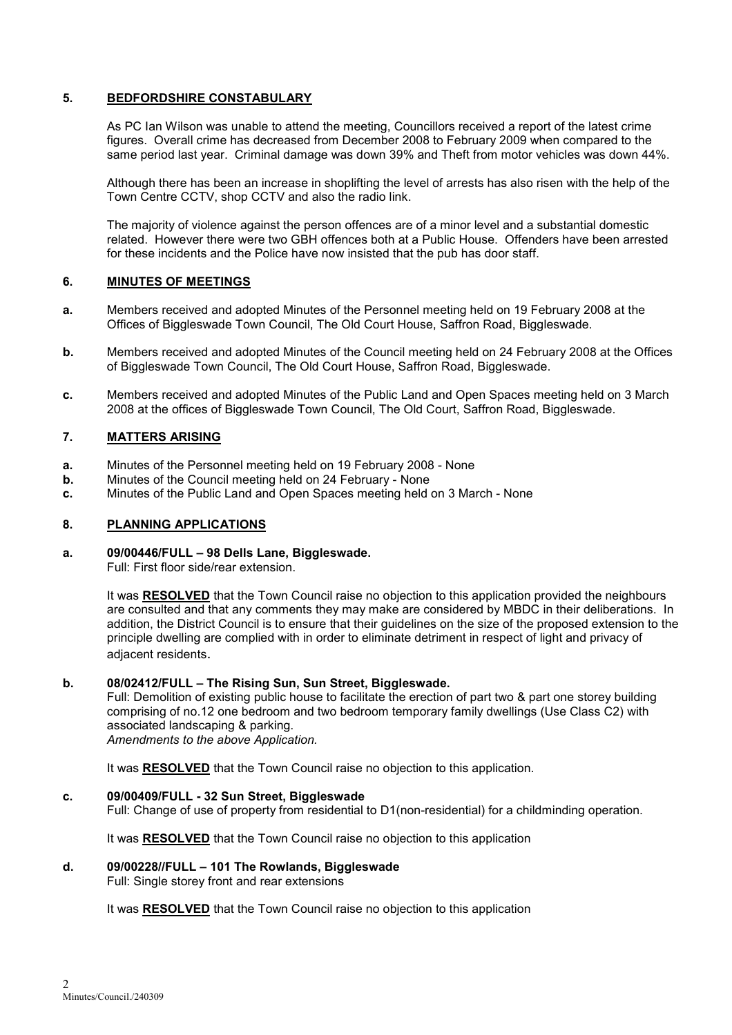## 5. BEDFORDSHIRE CONSTABULARY

As PC Ian Wilson was unable to attend the meeting, Councillors received a report of the latest crime figures. Overall crime has decreased from December 2008 to February 2009 when compared to the same period last year. Criminal damage was down 39% and Theft from motor vehicles was down 44%.

Although there has been an increase in shoplifting the level of arrests has also risen with the help of the Town Centre CCTV, shop CCTV and also the radio link.

The majority of violence against the person offences are of a minor level and a substantial domestic related. However there were two GBH offences both at a Public House. Offenders have been arrested for these incidents and the Police have now insisted that the pub has door staff.

## 6. MINUTES OF MEETINGS

**a.** Members received and adopted Minutes of the Personnel meeting held on 19 February 2008 at the Offices of Biggleswade Town Council, The Old Court House, Saffron Road, Biggleswade.

**b.** Members received and adopted Minutes of the Council meeting held on 24 February 2008 at the Offices of Biggleswade Town Council, The Old Court House, Saffron Road, Biggleswade.

**c.** Members received and adopted Minutes of the Public Land and Open Spaces meeting held on 3 March 2008 at the offices of Biggleswade Town Council, The Old Court, Saffron Road, Biggleswade.

## 7. MATTERS ARISING

**a.** Minutes of the Personnel meeting held on 19 February 2008 - None
**b.** Minutes of the Council meeting held on 24 February - None
**c.** Minutes of the Public Land and Open Spaces meeting held on 3 March - None

## 8. PLANNING APPLICATIONS

**a. 09/00446/FULL – 98 Dells Lane, Biggleswade.**
Full: First floor side/rear extension.

It was **RESOLVED** that the Town Council raise no objection to this application provided the neighbours are consulted and that any comments they may make are considered by MBDC in their deliberations. In addition, the District Council is to ensure that their guidelines on the size of the proposed extension to the principle dwelling are complied with in order to eliminate detriment in respect of light and privacy of adjacent residents.

**b. 08/02412/FULL – The Rising Sun, Sun Street, Biggleswade.**
Full: Demolition of existing public house to facilitate the erection of part two & part one storey building comprising of no.12 one bedroom and two bedroom temporary family dwellings (Use Class C2) with associated landscaping & parking.
*Amendments to the above Application.*

It was **RESOLVED** that the Town Council raise no objection to this application.

**c. 09/00409/FULL - 32 Sun Street, Biggleswade**
Full: Change of use of property from residential to D1(non-residential) for a childminding operation.

It was **RESOLVED** that the Town Council raise no objection to this application

**d. 09/00228//FULL – 101 The Rowlands, Biggleswade**
Full: Single storey front and rear extensions

It was **RESOLVED** that the Town Council raise no objection to this application

Minutes/Council./240309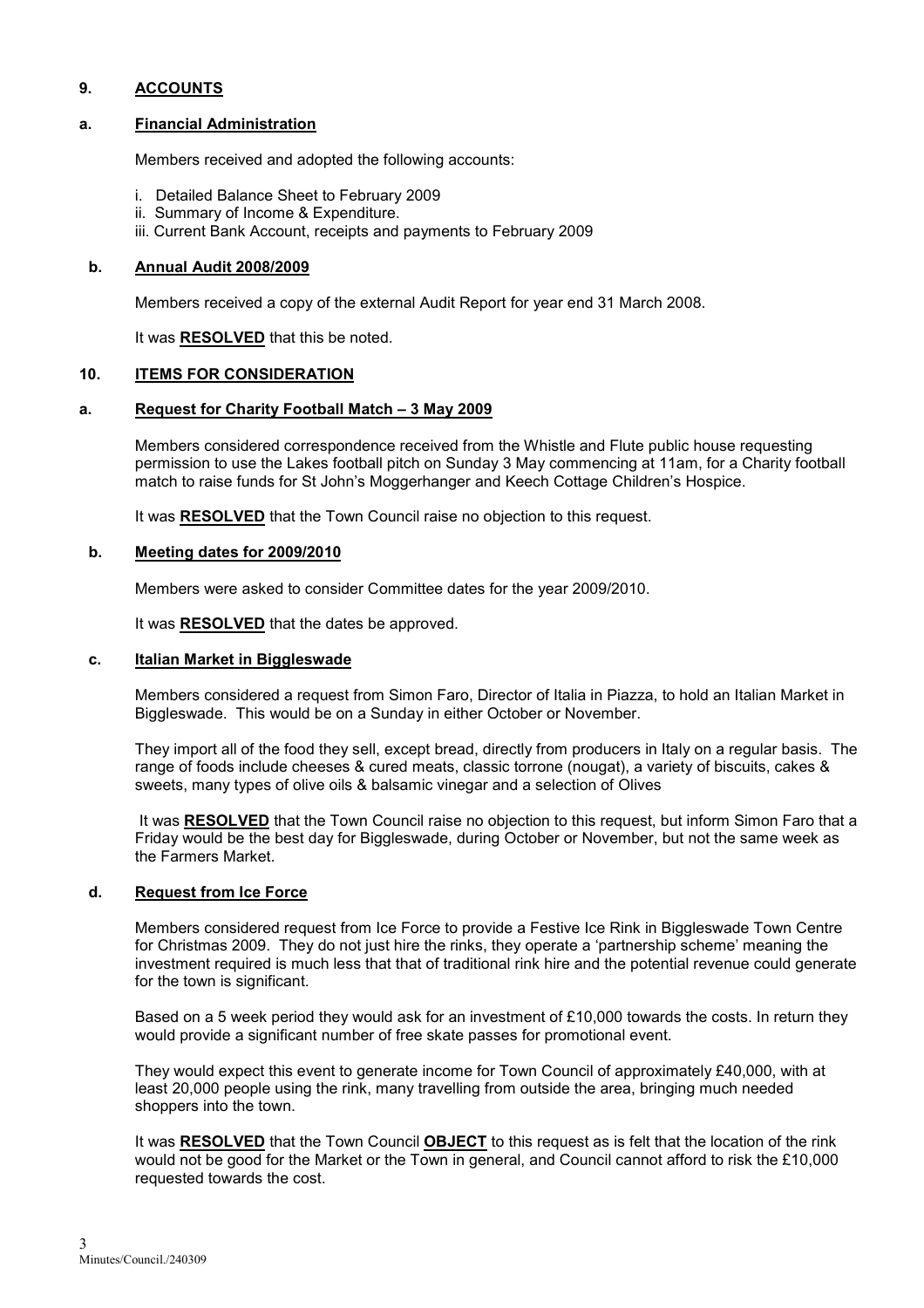## 9. ACCOUNTS

### a. Financial Administration

Members received and adopted the following accounts:

i. Detailed Balance Sheet to February 2009
ii. Summary of Income & Expenditure.
iii. Current Bank Account, receipts and payments to February 2009

### b. Annual Audit 2008/2009

Members received a copy of the external Audit Report for year end 31 March 2008.

It was **RESOLVED** that this be noted.

## 10. ITEMS FOR CONSIDERATION

### a. Request for Charity Football Match – 3 May 2009

Members considered correspondence received from the Whistle and Flute public house requesting permission to use the Lakes football pitch on Sunday 3 May commencing at 11am, for a Charity football match to raise funds for St John's Moggerhanger and Keech Cottage Children's Hospice.

It was **RESOLVED** that the Town Council raise no objection to this request.

### b. Meeting dates for 2009/2010

Members were asked to consider Committee dates for the year 2009/2010.

It was **RESOLVED** that the dates be approved.

### c. Italian Market in Biggleswade

Members considered a request from Simon Faro, Director of Italia in Piazza, to hold an Italian Market in Biggleswade. This would be on a Sunday in either October or November.

They import all of the food they sell, except bread, directly from producers in Italy on a regular basis. The range of foods include cheeses & cured meats, classic torrone (nougat), a variety of biscuits, cakes & sweets, many types of olive oils & balsamic vinegar and a selection of Olives

It was **RESOLVED** that the Town Council raise no objection to this request, but inform Simon Faro that a Friday would be the best day for Biggleswade, during October or November, but not the same week as the Farmers Market.

### d. Request from Ice Force

Members considered request from Ice Force to provide a Festive Ice Rink in Biggleswade Town Centre for Christmas 2009. They do not just hire the rinks, they operate a 'partnership scheme' meaning the investment required is much less that that of traditional rink hire and the potential revenue could generate for the town is significant.

Based on a 5 week period they would ask for an investment of £10,000 towards the costs. In return they would provide a significant number of free skate passes for promotional event.

They would expect this event to generate income for Town Council of approximately £40,000, with at least 20,000 people using the rink, many travelling from outside the area, bringing much needed shoppers into the town.

It was **RESOLVED** that the Town Council **OBJECT** to this request as is felt that the location of the rink would not be good for the Market or the Town in general, and Council cannot afford to risk the £10,000 requested towards the cost.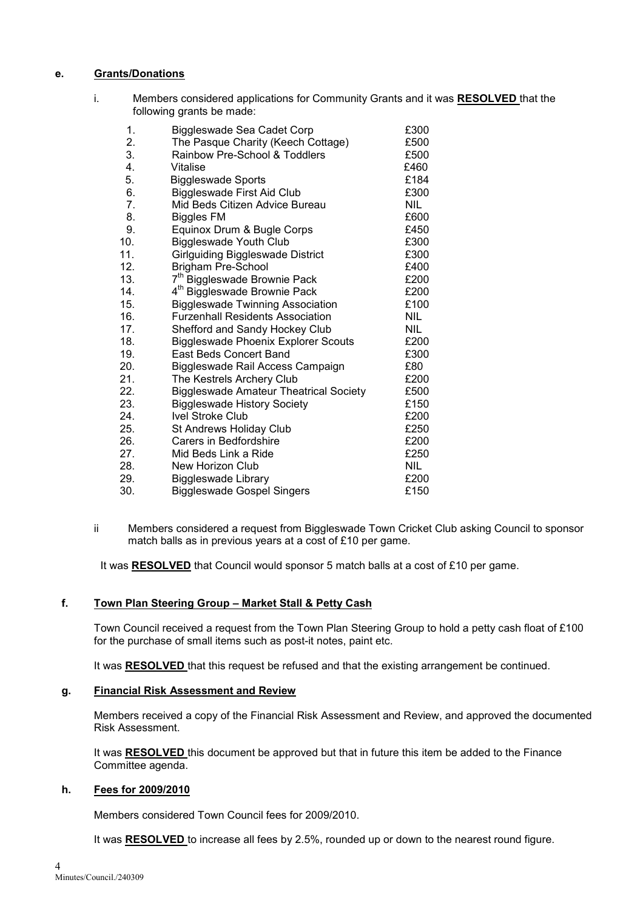**e. Grants/Donations**

i. Members considered applications for Community Grants and it was **RESOLVED** that the following grants be made:

| | | |
|---|---|---|
| 1. | Biggleswade Sea Cadet Corp | £300 |
| 2. | The Pasque Charity (Keech Cottage) | £500 |
| 3. | Rainbow Pre-School & Toddlers | £500 |
| 4. | Vitalise | £460 |
| 5. | Biggleswade Sports | £184 |
| 6. | Biggleswade First Aid Club | £300 |
| 7. | Mid Beds Citizen Advice Bureau | NIL |
| 8. | Biggles FM | £600 |
| 9. | Equinox Drum & Bugle Corps | £450 |
| 10. | Biggleswade Youth Club | £300 |
| 11. | Girlguiding Biggleswade District | £300 |
| 12. | Brigham Pre-School | £400 |
| 13. | 7th Biggleswade Brownie Pack | £200 |
| 14. | 4th Biggleswade Brownie Pack | £200 |
| 15. | Biggleswade Twinning Association | £100 |
| 16. | Furzenhall Residents Association | NIL |
| 17. | Shefford and Sandy Hockey Club | NIL |
| 18. | Biggleswade Phoenix Explorer Scouts | £200 |
| 19. | East Beds Concert Band | £300 |
| 20. | Biggleswade Rail Access Campaign | £80 |
| 21. | The Kestrels Archery Club | £200 |
| 22. | Biggleswade Amateur Theatrical Society | £500 |
| 23. | Biggleswade History Society | £150 |
| 24. | Ivel Stroke Club | £200 |
| 25. | St Andrews Holiday Club | £250 |
| 26. | Carers in Bedfordshire | £200 |
| 27. | Mid Beds Link a Ride | £250 |
| 28. | New Horizon Club | NIL |
| 29. | Biggleswade Library | £200 |
| 30. | Biggleswade Gospel Singers | £150 |

ii Members considered a request from Biggleswade Town Cricket Club asking Council to sponsor match balls as in previous years at a cost of £10 per game.

It was **RESOLVED** that Council would sponsor 5 match balls at a cost of £10 per game.

**f. Town Plan Steering Group – Market Stall & Petty Cash**

Town Council received a request from the Town Plan Steering Group to hold a petty cash float of £100 for the purchase of small items such as post-it notes, paint etc.

It was **RESOLVED** that this request be refused and that the existing arrangement be continued.

**g. Financial Risk Assessment and Review**

Members received a copy of the Financial Risk Assessment and Review, and approved the documented Risk Assessment.

It was **RESOLVED** this document be approved but that in future this item be added to the Finance Committee agenda.

**h. Fees for 2009/2010**

Members considered Town Council fees for 2009/2010.

It was **RESOLVED** to increase all fees by 2.5%, rounded up or down to the nearest round figure.

Minutes/Council./240309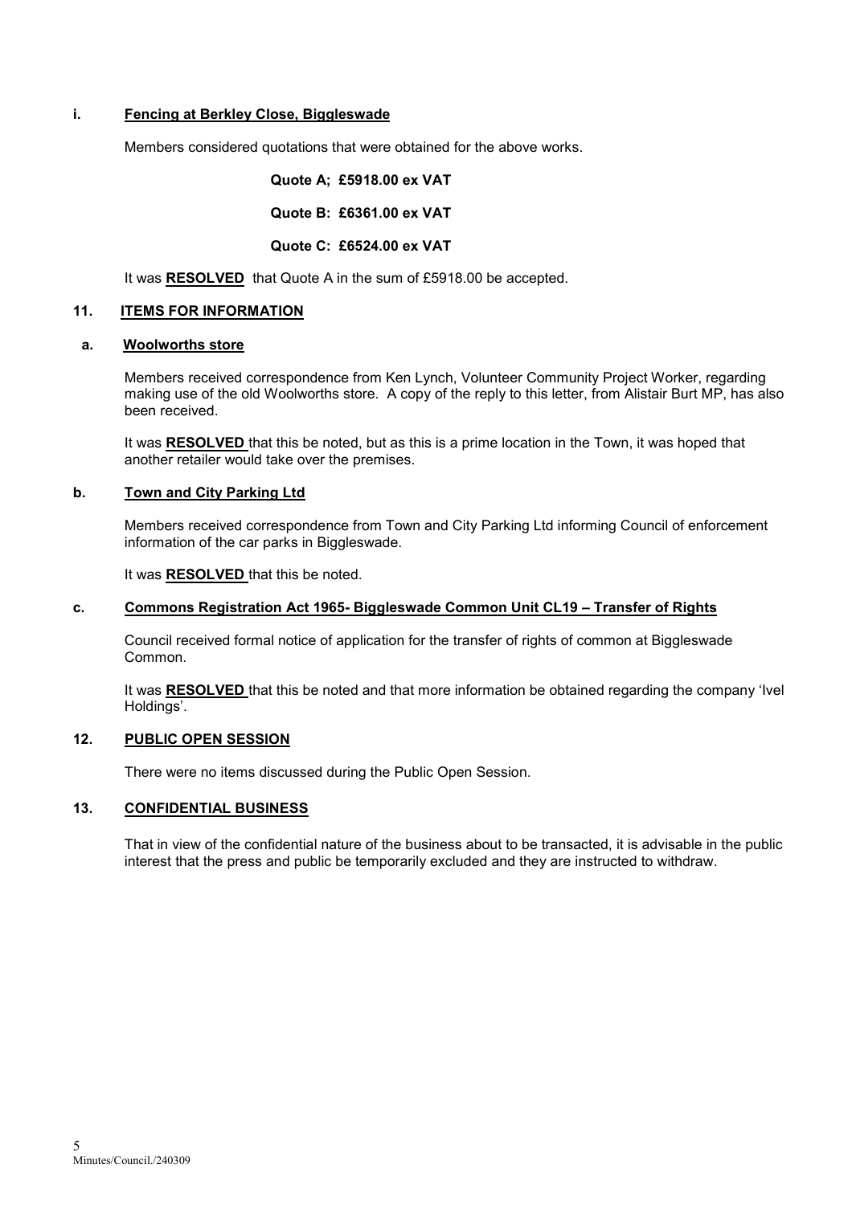**i. Fencing at Berkley Close, Biggleswade**

Members considered quotations that were obtained for the above works.

**Quote A; £5918.00 ex VAT**

**Quote B: £6361.00 ex VAT**

**Quote C: £6524.00 ex VAT**

It was **RESOLVED** that Quote A in the sum of £5918.00 be accepted.

## 11. ITEMS FOR INFORMATION

**a. Woolworths store**

Members received correspondence from Ken Lynch, Volunteer Community Project Worker, regarding making use of the old Woolworths store. A copy of the reply to this letter, from Alistair Burt MP, has also been received.

It was **RESOLVED** that this be noted, but as this is a prime location in the Town, it was hoped that another retailer would take over the premises.

**b. Town and City Parking Ltd**

Members received correspondence from Town and City Parking Ltd informing Council of enforcement information of the car parks in Biggleswade.

It was **RESOLVED** that this be noted.

**c. Commons Registration Act 1965- Biggleswade Common Unit CL19 – Transfer of Rights**

Council received formal notice of application for the transfer of rights of common at Biggleswade Common.

It was **RESOLVED** that this be noted and that more information be obtained regarding the company 'Ivel Holdings'.

## 12. PUBLIC OPEN SESSION

There were no items discussed during the Public Open Session.

## 13. CONFIDENTIAL BUSINESS

That in view of the confidential nature of the business about to be transacted, it is advisable in the public interest that the press and public be temporarily excluded and they are instructed to withdraw.